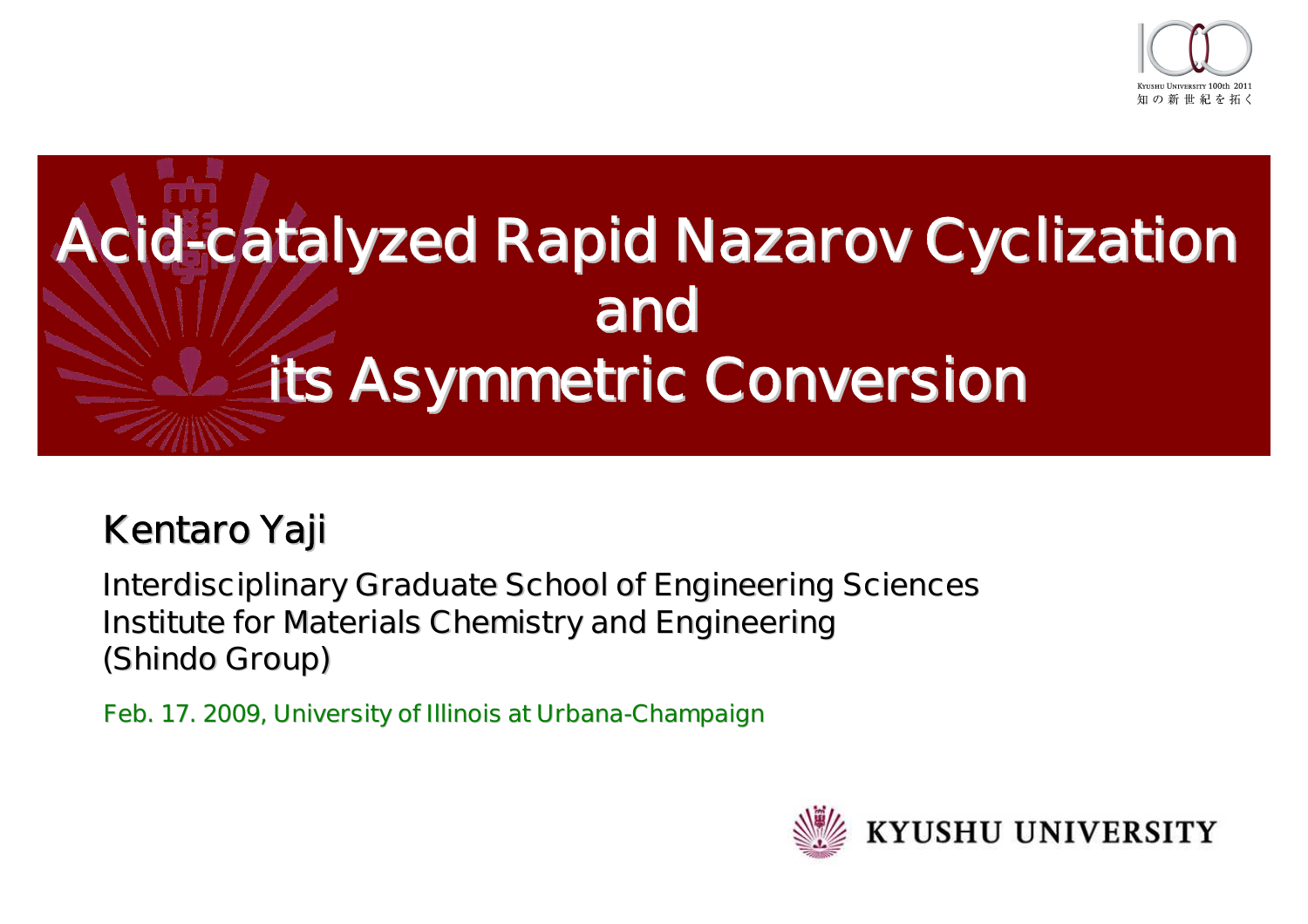# Acid-catalyzed Rapid Nazarov Cyclization and its Asymmetric Conversion

## Kentaro Yaji

Interdisciplinary Graduate School of Engineering Sciences
Institute for Materials Chemistry and Engineering
(Shindo Group)

Feb. 17. 2009, University of Illinois at Urbana-Champaign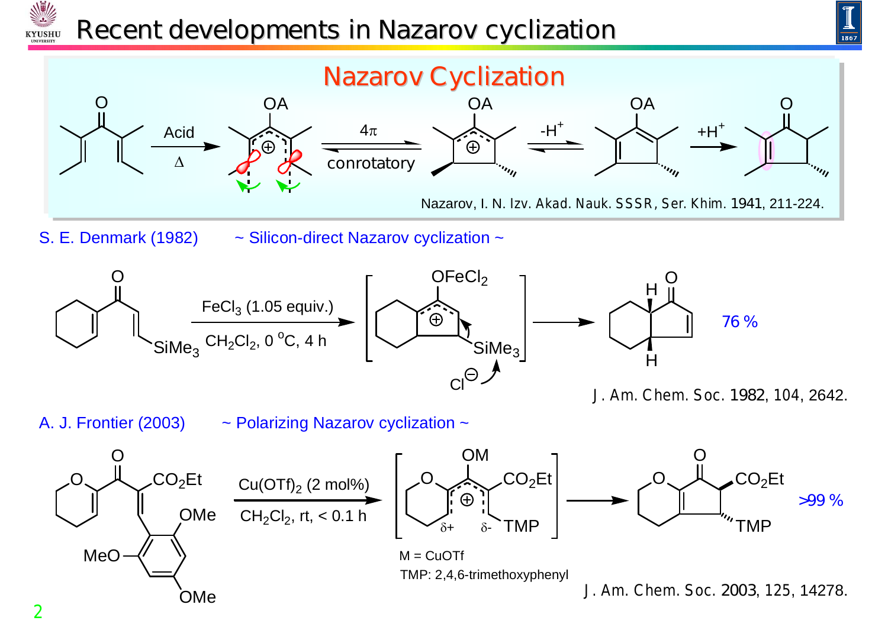# Recent developments in Nazarov cyclization

## Nazarov Cyclization

Acid, Δ → OA → 4π conrotatory → OA → $-H^+$ → OA → $+H^+$ → O

Nazarov, I. N. Izv. Akad. Nauk. SSSR, Ser. Khim. 1941, 211-224.

S. E. Denmark (1982) ~ Silicon-direct Nazarov cyclization ~

$FeCl_3$ (1.05 equiv.), $CH_2Cl_2$, 0 °C, 4 h

$SiMe_3$, $OFeCl_2$, $Cl^{\ominus}$

76 %

J. Am. Chem. Soc. 1982, 104, 2642.

A. J. Frontier (2003) ~ Polarizing Nazarov cyclization ~

$Cu(OTf)_2$ (2 mol%), $CH_2Cl_2$, rt, < 0.1 h

$CO_2Et$, OMe, MeO, OMe, OM, δ+, δ-, TMP

M = CuOTf

TMP: 2,4,6-trimethoxyphenyl

>99 %

J. Am. Chem. Soc. 2003, 125, 14278.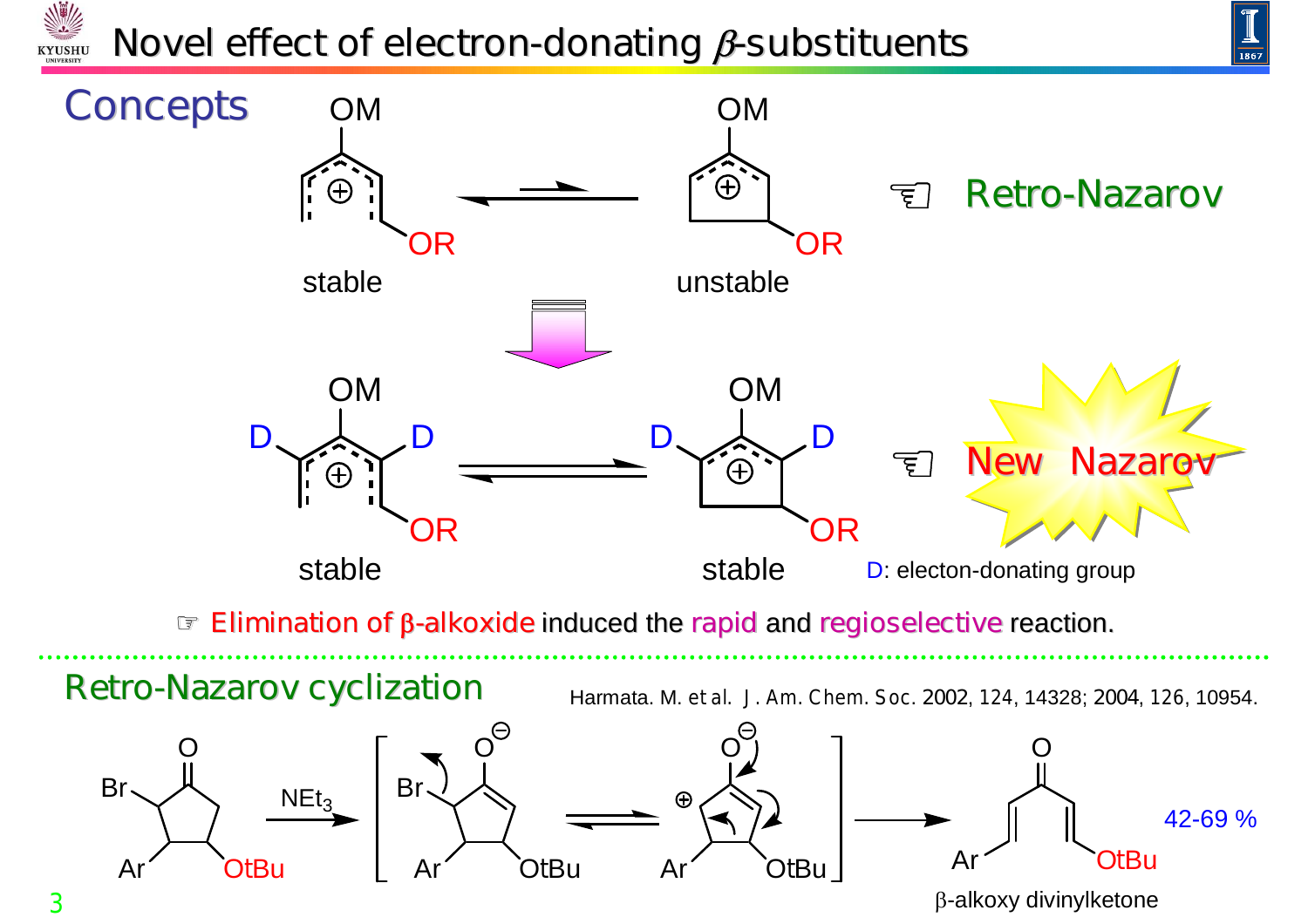# Novel effect of electron-donating $\beta$-substituents

## Concepts

OM / OR — stable ⇌ unstable — ☜ Retro-Nazarov

OM / D / D / OR — stable ⇌ stable — ☜ New Nazarov

D: electon-donating group

☞ Elimination of β-alkoxide induced the rapid and regioselective reaction.

## Retro-Nazarov cyclization

Harmata. M. et al. J. Am. Chem. Soc. 2002, 124, 14328; 2004, 126, 10954.

Br / Ar / OtBu cyclopentanone → $NEt_3$ → [ Br / Ar / OtBu enolate ⇌ Ar / OtBu oxyallyl cation ] → Ar / OtBu β-alkoxy divinylketone 42-69 %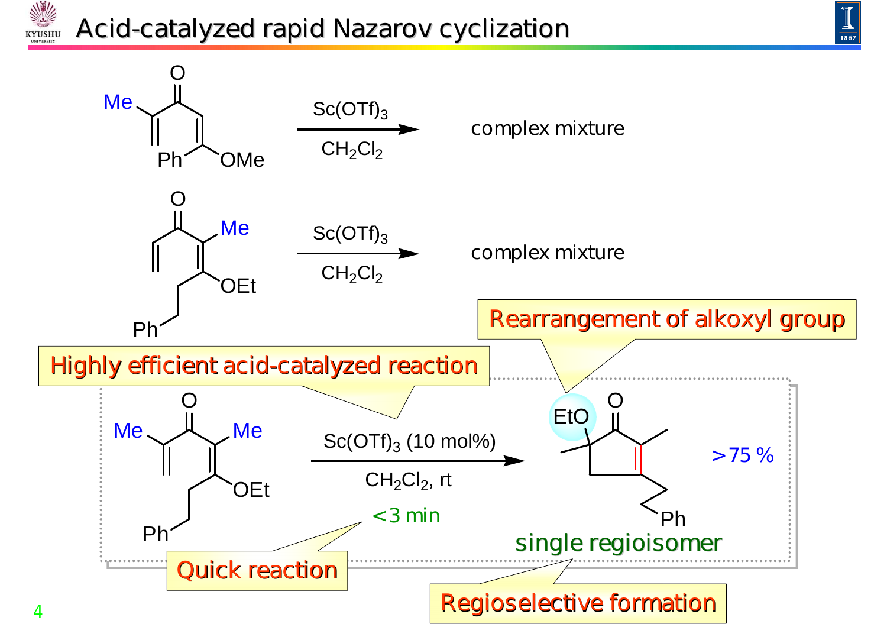# Acid-catalyzed rapid Nazarov cyclization

Me, Ph, OMe, O — $Sc(OTf)_3$, $CH_2Cl_2$ → complex mixture

O, Me, OEt, Ph — $Sc(OTf)_3$, $CH_2Cl_2$ → complex mixture

Highly efficient acid-catalyzed reaction

Rearrangement of alkoxyl group

Me, O, Me, OEt, Ph — $Sc(OTf)_3$ (10 mol%), $CH_2Cl_2$, rt, <3 min → EtO, O, Ph — >75 %

single regioisomer

Quick reaction

Regioselective formation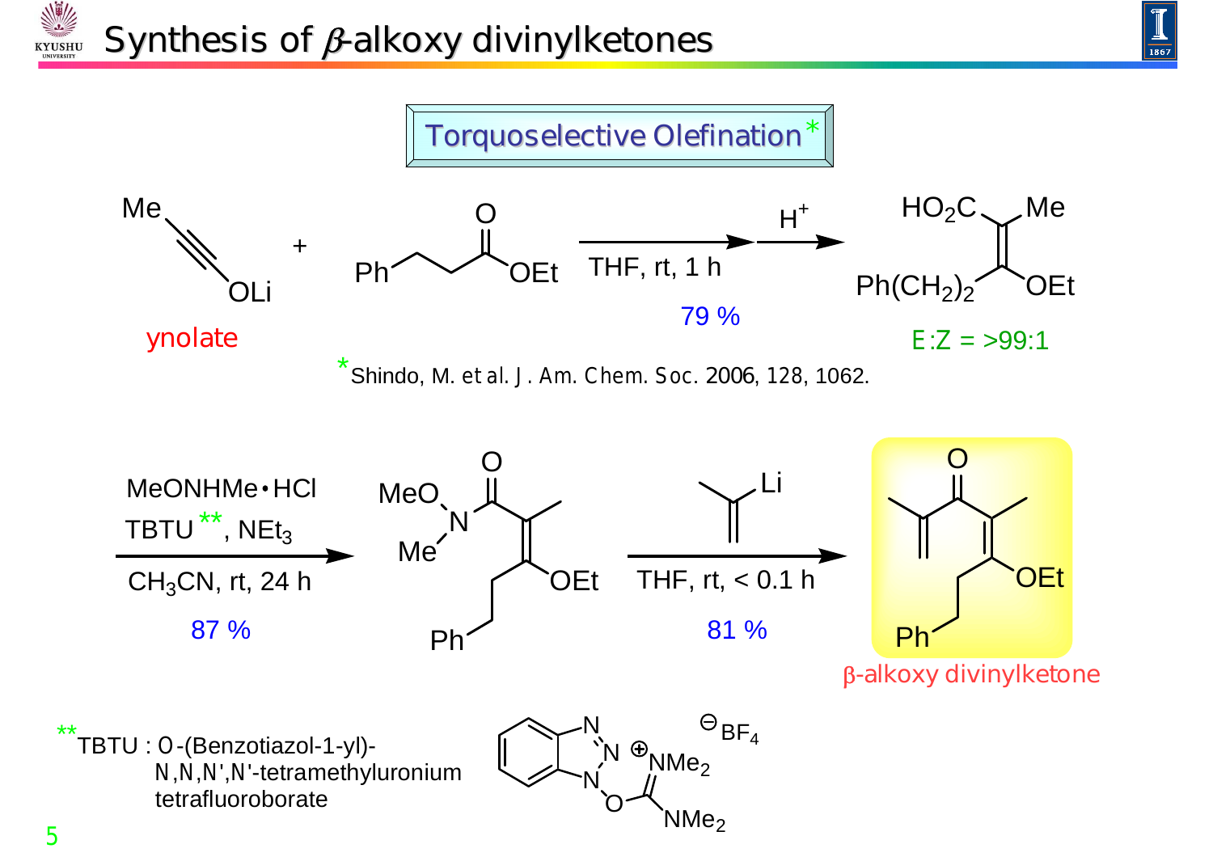# Synthesis of β-alkoxy divinylketones

**Torquoselective Olefination***

Me–C≡C–OLi (ynolate) + $Ph(CH_2)_2CO_2Et$ → THF, rt, 1 h → $H^+$ → $HO_2C(Me)C{=}C(OEt)(CH_2)_2Ph$

79 %

E:Z = >99:1

*Shindo, M. et al. J. Am. Chem. Soc. 2006, 128, 1062.

MeONHMe•HCl, TBTU**, $NEt_3$, $CH_3CN$, rt, 24 h — 87 %

→ Weinreb amide (MeO(Me)N–C(=O)–C(Me)=C(OEt)–$CH_2CH_2Ph$)

$CH_2{=}C(CH_3)Li$, THF, rt, < 0.1 h — 81 %

→ β-alkoxy divinylketone

**TBTU : O-(Benzotiazol-1-yl)-N,N,N',N'-tetramethyluronium tetrafluoroborate

$BF_4^-$, $NMe_2$, $NMe_2$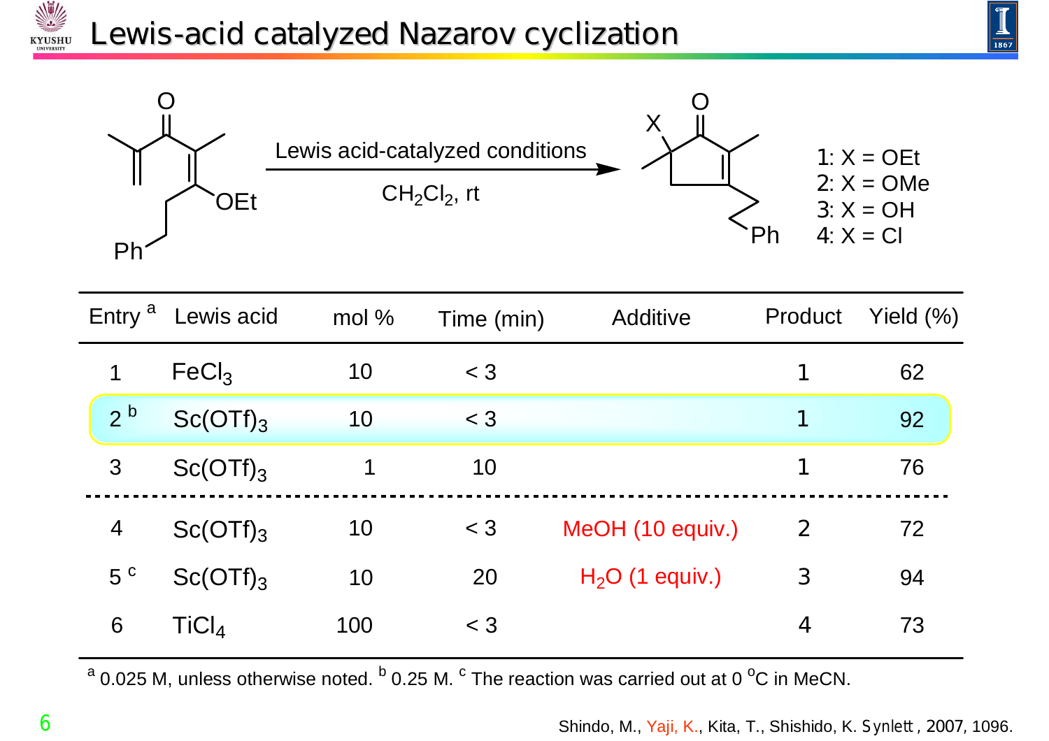# Lewis-acid catalyzed Nazarov cyclization

Lewis acid-catalyzed conditions

$CH_2Cl_2$, rt

1: X = OEt
2: X = OMe
3: X = OH
4: X = Cl

| Entry [a] | Lewis acid | mol % | Time (min) | Additive | Product | Yield (%) |
|---|---|---|---|---|---|---|
| 1 | $FeCl_3$ | 10 | < 3 | | 1 | 62 |
| 2 [b] | $Sc(OTf)_3$ | 10 | < 3 | | 1 | 92 |
| 3 | $Sc(OTf)_3$ | 1 | 10 | | 1 | 76 |
| 4 | $Sc(OTf)_3$ | 10 | < 3 | MeOH (10 equiv.) | 2 | 72 |
| 5 [c] | $Sc(OTf)_3$ | 10 | 20 | $H_2O$ (1 equiv.) | 3 | 94 |
| 6 | $TiCl_4$ | 100 | < 3 | | 4 | 73 |

[a] 0.025 M, unless otherwise noted. [b] 0.25 M. [c] The reaction was carried out at 0 °C in MeCN.

Shindo, M., Yaji, K., Kita, T., Shishido, K. *Synlett*, 2007, 1096.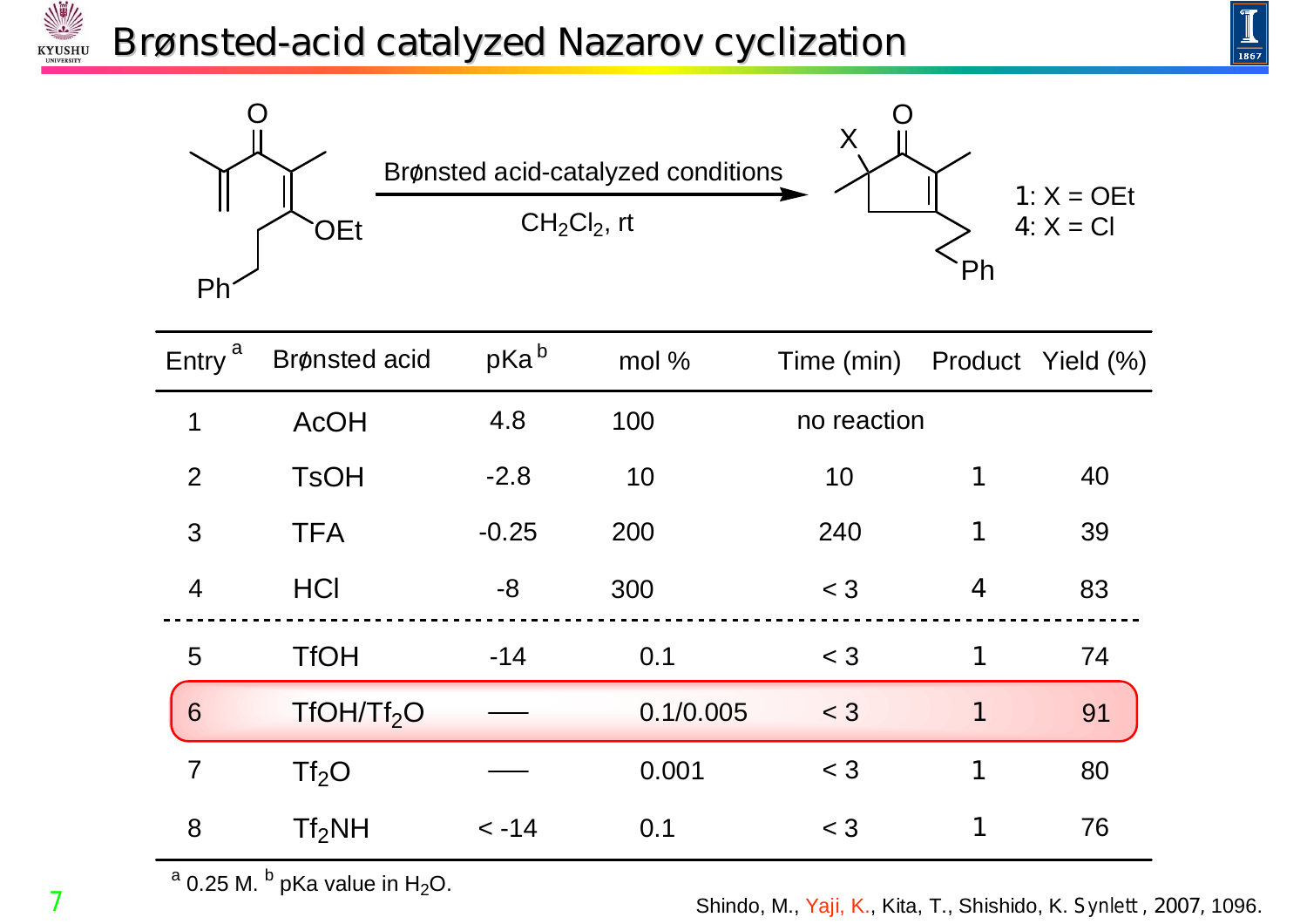# Brønsted-acid catalyzed Nazarov cyclization

Brønsted acid-catalyzed conditions

$CH_2Cl_2$, rt

**1**: X = OEt
**4**: X = Cl

| Entry[a] | Brønsted acid | pKa[b] | mol % | Time (min) | Product | Yield (%) |
|---|---|---|---|---|---|---|
| 1 | AcOH | 4.8 | 100 | no reaction | | |
| 2 | TsOH | -2.8 | 10 | 10 | 1 | 40 |
| 3 | TFA | -0.25 | 200 | 240 | 1 | 39 |
| 4 | HCl | -8 | 300 | < 3 | 4 | 83 |
| 5 | TfOH | -14 | 0.1 | < 3 | 1 | 74 |
| 6 | TfOH/$Tf_2O$ | — | 0.1/0.005 | < 3 | 1 | 91 |
| 7 | $Tf_2O$ | — | 0.001 | < 3 | 1 | 80 |
| 8 | $Tf_2NH$ | < -14 | 0.1 | < 3 | 1 | 76 |

[a] 0.25 M. [b] pKa value in $H_2O$.

Shindo, M., Yaji, K., Kita, T., Shishido, K. *Synlett*, 2007, 1096.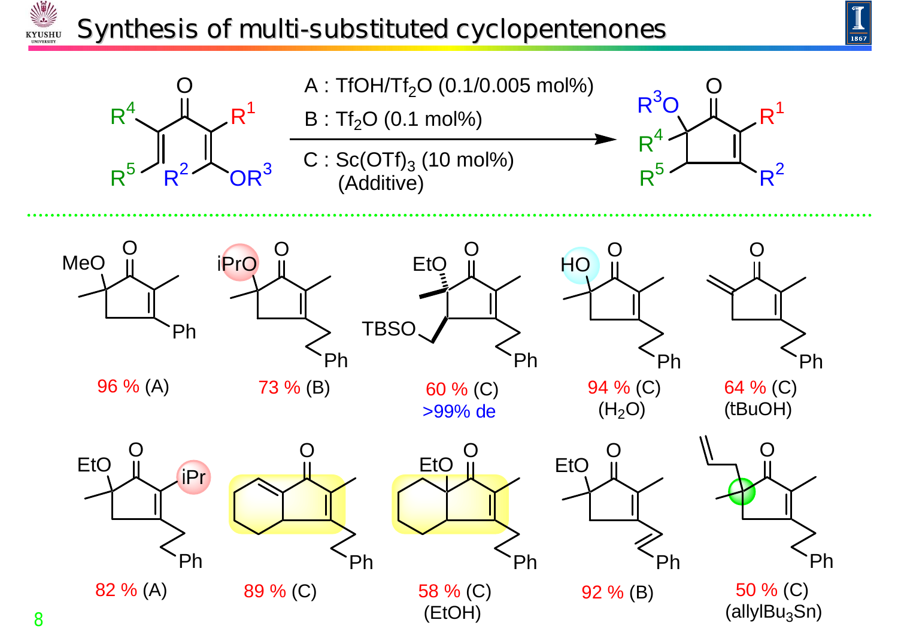# Synthesis of multi-substituted cyclopentenones

A : TfOH/$Tf_2O$ (0.1/0.005 mol%)

B : $Tf_2O$ (0.1 mol%)

C : $Sc(OTf)_3$ (10 mol%) (Additive)

96 % (A)

73 % (B)

60 % (C)
>99% de

94 % (C)
($H_2O$)

64 % (C)
(tBuOH)

82 % (A)

89 % (C)

58 % (C)
(EtOH)

92 % (B)

50 % (C)
(allyl$Bu_3$Sn)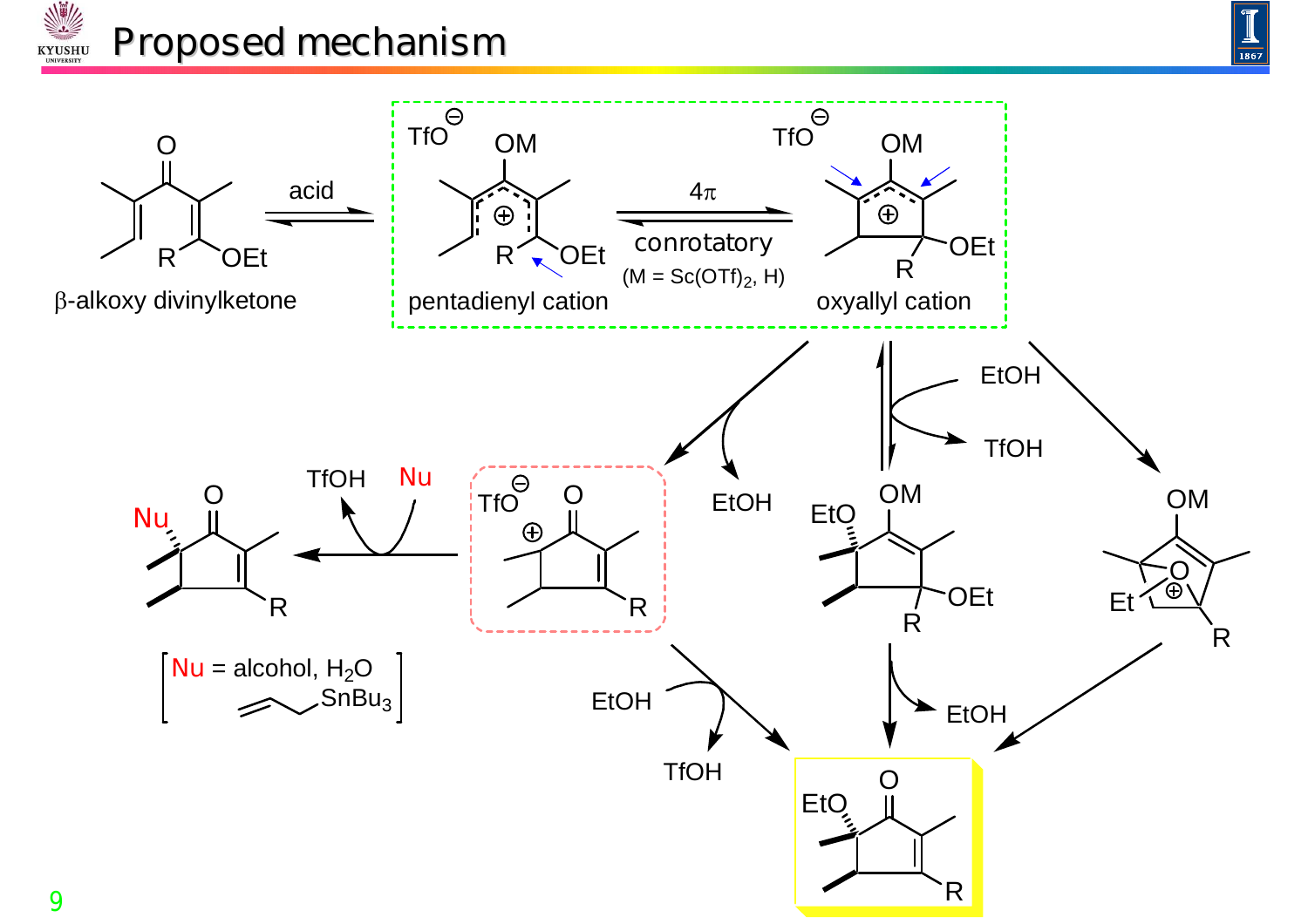# Proposed mechanism

β-alkoxy divinylketone

acid

$TfO^{\ominus}$ OM ⊕ R OEt

pentadienyl cation

4π conrotatory (M = $Sc(OTf)_2$, H)

$TfO^{\ominus}$ OM ⊕ OEt R

oxyallyl cation

EtOH

TfOH

EtOH

$TfO^{\ominus}$ ⊕ O R

TfOH Nu

Nu O R

[ Nu = alcohol, $H_2O$, allyl-$SnBu_3$ ]

EtO OM OEt R

OM Et O ⊕ R

EtOH TfOH

EtOH

EtO O R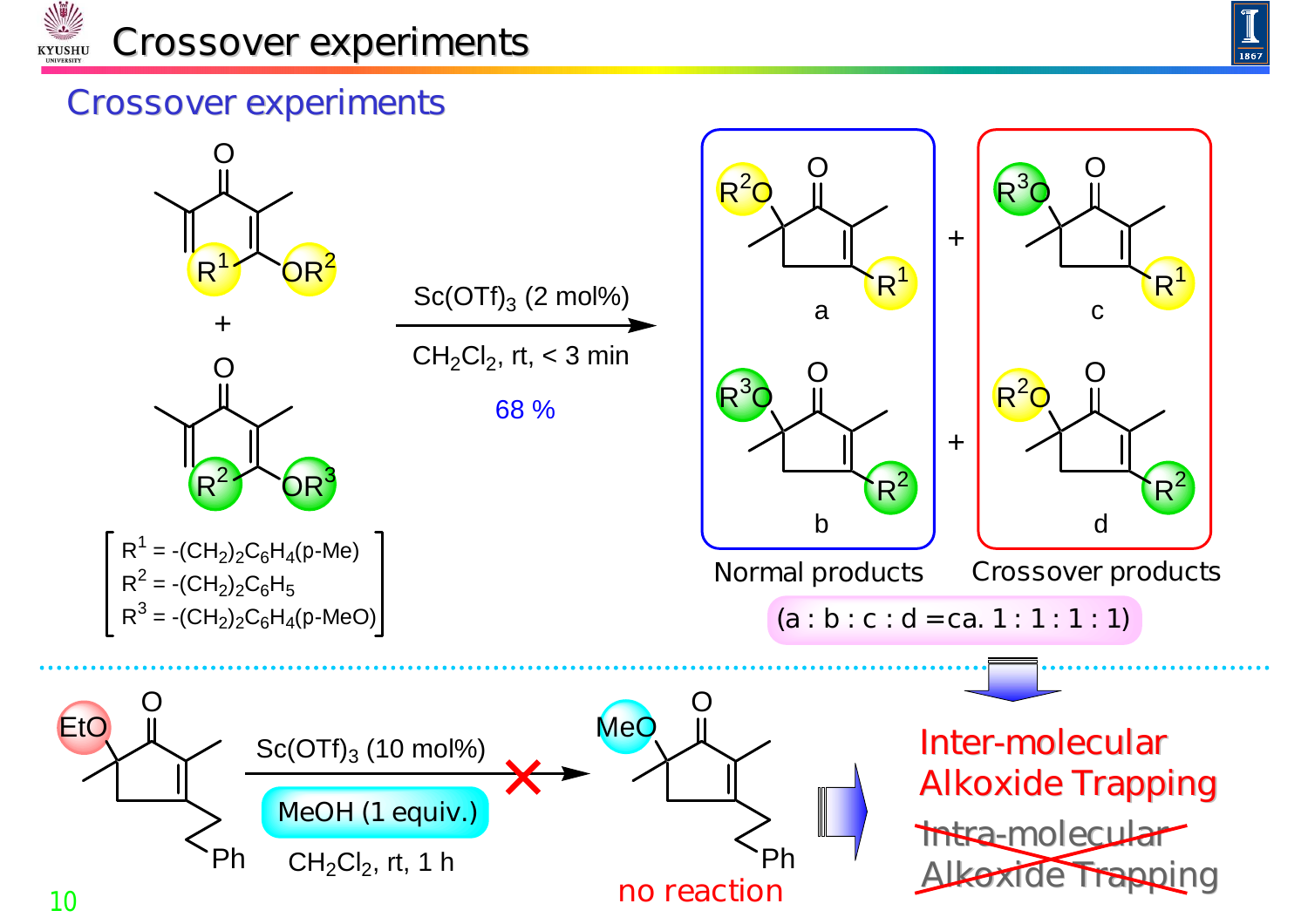# Crossover experiments

## Crossover experiments

Sc(OTf)$_3$ (2 mol%)

$CH_2Cl_2$, rt, < 3 min

68 %

$R^1$ = -$(CH_2)_2C_6H_4$(p-Me)
$R^2$ = -$(CH_2)_2C_6H_5$
$R^3$ = -$(CH_2)_2C_6H_4$(p-MeO)

a + b: Normal products

c + d: Crossover products

(a : b : c : d = ca. 1 : 1 : 1 : 1)

Sc(OTf)$_3$ (10 mol%)

MeOH (1 equiv.)

$CH_2Cl_2$, rt, 1 h

no reaction

Inter-molecular Alkoxide Trapping

~~Intra-molecular Alkoxide Trapping~~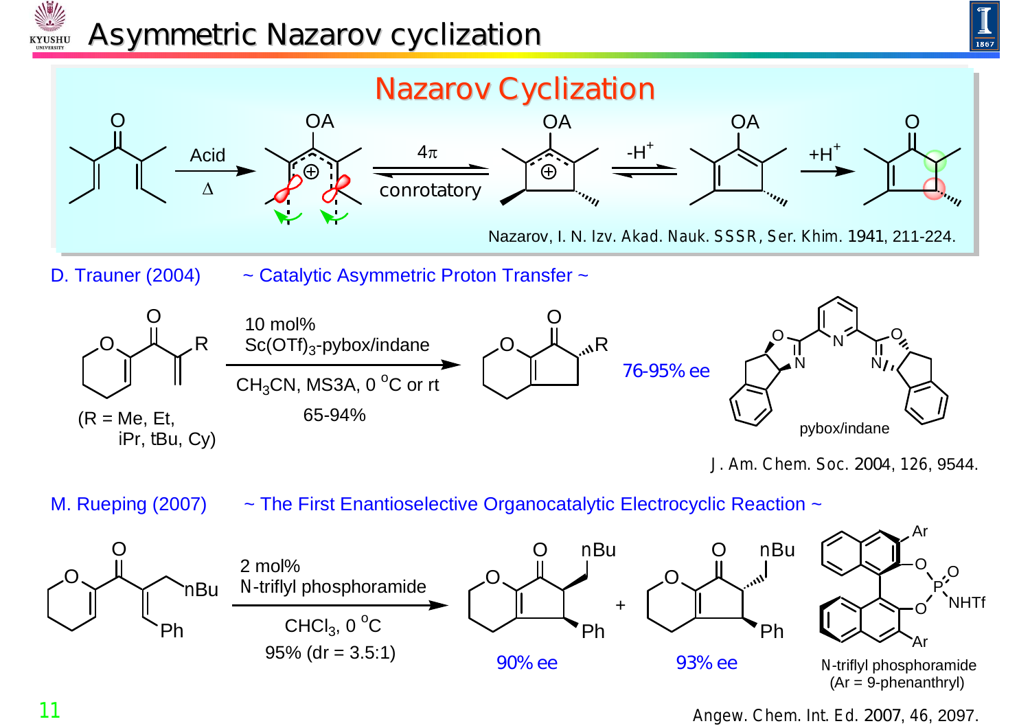# Asymmetric Nazarov cyclization

## Nazarov Cyclization

Acid, Δ → (OA, ⊕) ⇌ 4π conrotatory ⇌ -H⁺ → +H⁺

Nazarov, I. N. Izv. Akad. Nauk. SSSR, Ser. Khim. **1941**, 211-224.

**D. Trauner (2004)** ~ Catalytic Asymmetric Proton Transfer ~

10 mol% $Sc(OTf)_3$-pybox/indane

$CH_3CN$, MS3A, 0 °C or rt

65-94%

(R = Me, Et, iPr, tBu, Cy)

76-95% ee

pybox/indane

J. Am. Chem. Soc. **2004**, 126, 9544.

**M. Rueping (2007)** ~ The First Enantioselective Organocatalytic Electrocyclic Reaction ~

2 mol% N-triflyl phosphoramide

$CHCl_3$, 0 °C

95% (dr = 3.5:1)

90% ee + 93% ee

N-triflyl phosphoramide (Ar = 9-phenanthryl)

Angew. Chem. Int. Ed. **2007**, 46, 2097.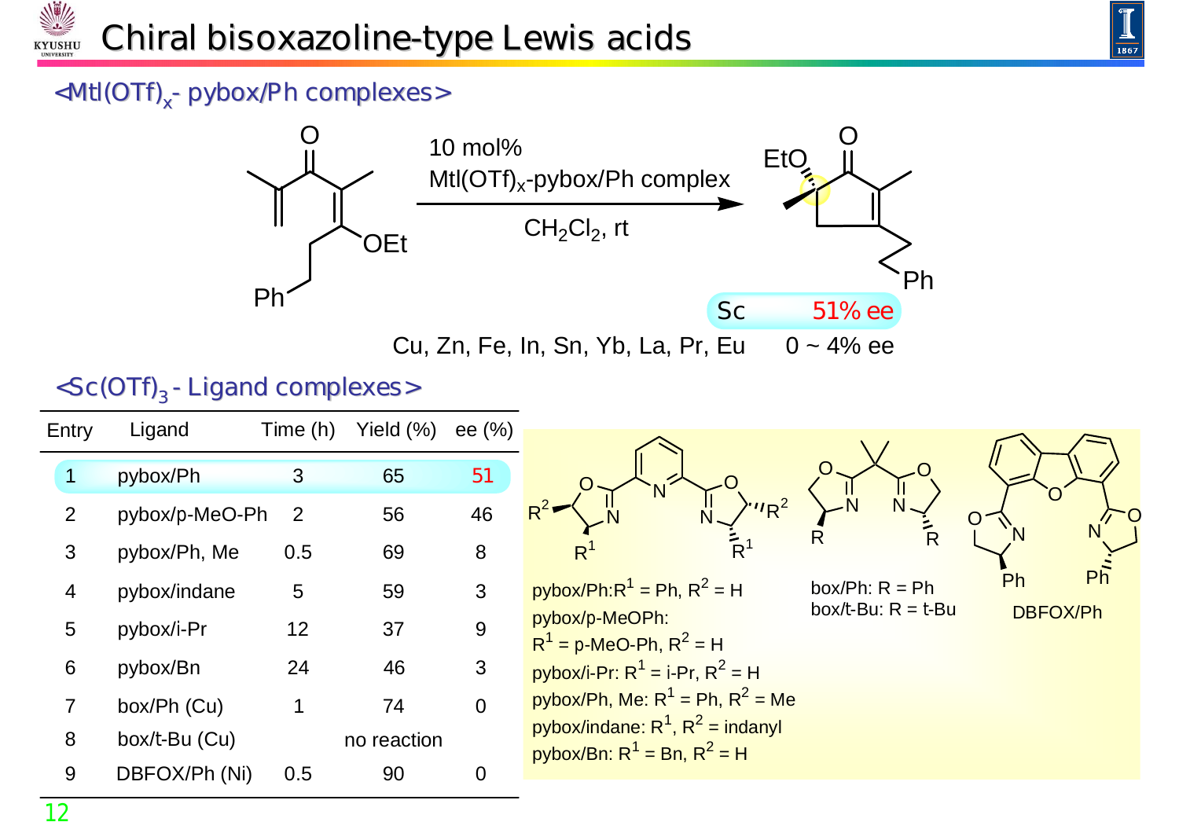# Chiral bisoxazoline-type Lewis acids

## <MtI(OTf)$_x$- pybox/Ph complexes>

10 mol% MtI(OTf)$_x$-pybox/Ph complex

$CH_2Cl_2$, rt

Sc 51% ee

Cu, Zn, Fe, In, Sn, Yb, La, Pr, Eu 0 ~ 4% ee

## <Sc(OTf)$_3$ - Ligand complexes>

| Entry | Ligand | Time (h) | Yield (%) | ee (%) |
|---|---|---|---|---|
| 1 | pybox/Ph | 3 | 65 | 51 |
| 2 | pybox/p-MeO-Ph | 2 | 56 | 46 |
| 3 | pybox/Ph, Me | 0.5 | 69 | 8 |
| 4 | pybox/indane | 5 | 59 | 3 |
| 5 | pybox/i-Pr | 12 | 37 | 9 |
| 6 | pybox/Bn | 24 | 46 | 3 |
| 7 | box/Ph (Cu) | 1 | 74 | 0 |
| 8 | box/t-Bu (Cu) | no reaction | | |
| 9 | DBFOX/Ph (Ni) | 0.5 | 90 | 0 |

pybox/Ph: $R^1$ = Ph, $R^2$ = H
pybox/p-MeOPh: $R^1$ = p-MeO-Ph, $R^2$ = H
pybox/i-Pr: $R^1$ = i-Pr, $R^2$ = H
pybox/Ph, Me: $R^1$ = Ph, $R^2$ = Me
pybox/indane: $R^1$, $R^2$ = indanyl
pybox/Bn: $R^1$ = Bn, $R^2$ = H

box/Ph: R = Ph
box/t-Bu: R = t-Bu

DBFOX/Ph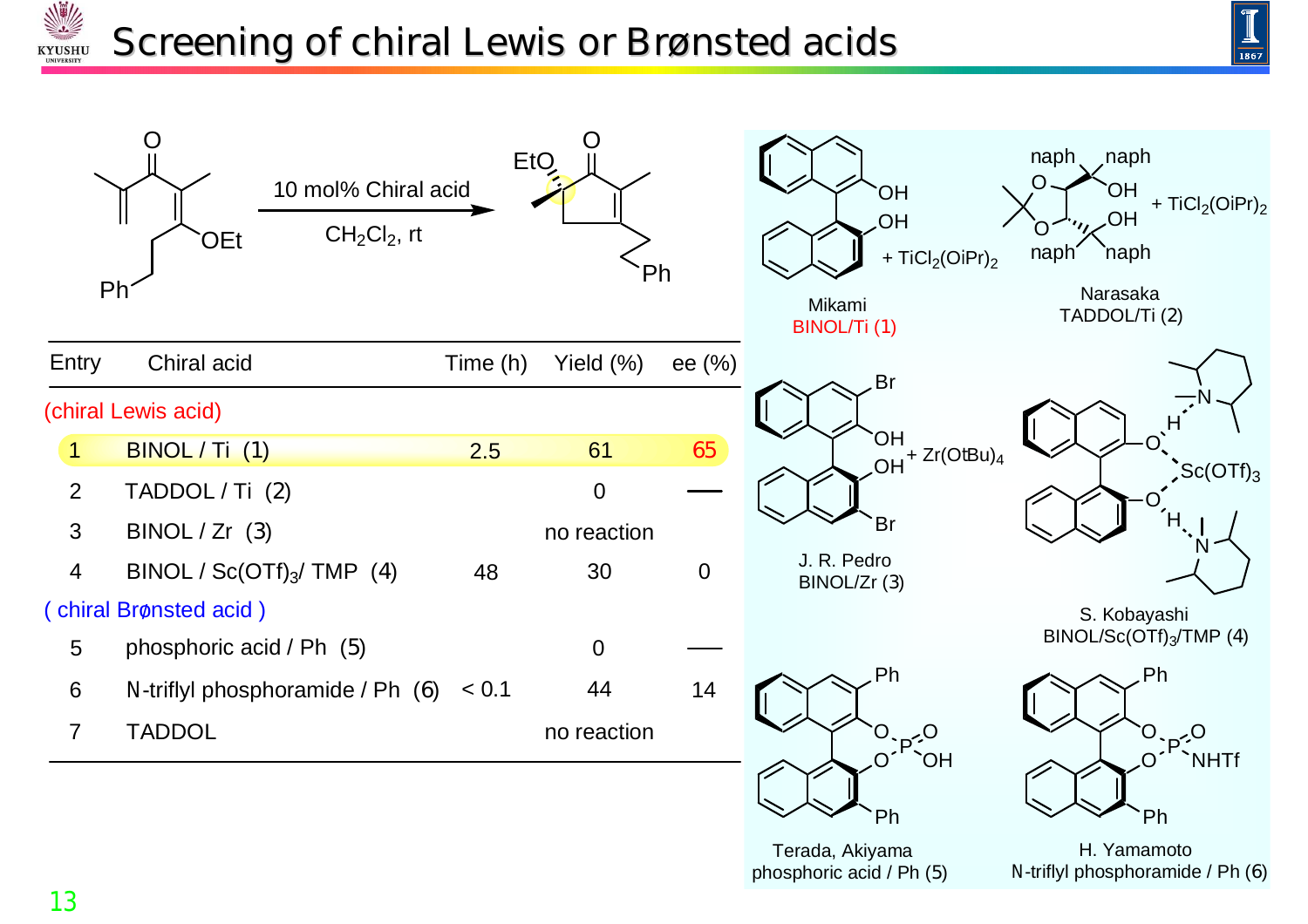# Screening of chiral Lewis or Brønsted acids

10 mol% Chiral acid

$CH_2Cl_2$, rt

| Entry | Chiral acid | Time (h) | Yield (%) | ee (%) |
|---|---|---|---|---|
| (chiral Lewis acid) | | | | |
| 1 | BINOL / Ti (1) | 2.5 | 61 | 65 |
| 2 | TADDOL / Ti (2) | | 0 | — |
| 3 | BINOL / Zr (3) | | no reaction | |
| 4 | BINOL / $Sc(OTf)_3$/ TMP (4) | 48 | 30 | 0 |
| ( chiral Brønsted acid ) | | | | |
| 5 | phosphoric acid / Ph (5) | | 0 | — |
| 6 | N-triflyl phosphoramide / Ph (6) | < 0.1 | 44 | 14 |
| 7 | TADDOL | | no reaction | |

+ $TiCl_2(OiPr)_2$

Mikami
BINOL/Ti (1)

+ $TiCl_2(OiPr)_2$

Narasaka
TADDOL/Ti (2)

+ $Zr(OtBu)_4$

J. R. Pedro
BINOL/Zr (3)

S. Kobayashi
BINOL/$Sc(OTf)_3$/TMP (4)

Terada, Akiyama
phosphoric acid / Ph (5)

H. Yamamoto
N-triflyl phosphoramide / Ph (6)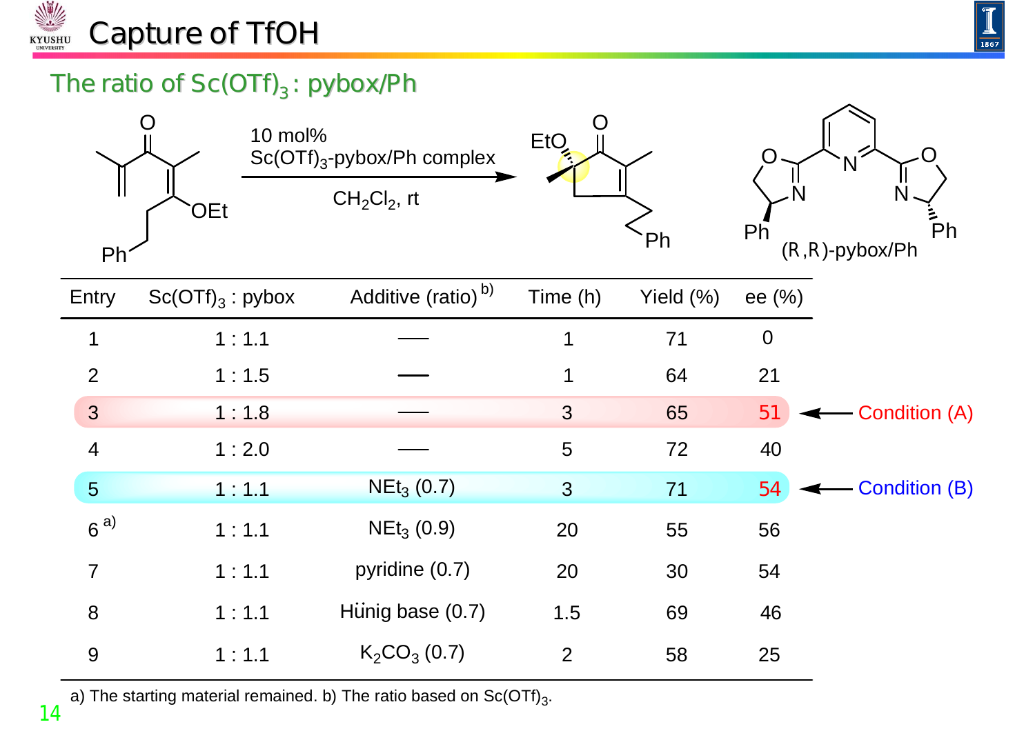# Capture of TfOH

## The ratio of $Sc(OTf)_3$ : pybox/Ph

10 mol% $Sc(OTf)_3$-pybox/Ph complex

$CH_2Cl_2$, rt

(R,R)-pybox/Ph

| Entry | $Sc(OTf)_3$ : pybox | Additive (ratio) [b] | Time (h) | Yield (%) | ee (%) |
|---|---|---|---|---|---|
| 1 | 1 : 1.1 | — | 1 | 71 | 0 |
| 2 | 1 : 1.5 | — | 1 | 64 | 21 |
| 3 | 1 : 1.8 | — | 3 | 65 | 51 |
| 4 | 1 : 2.0 | — | 5 | 72 | 40 |
| 5 | 1 : 1.1 | $NEt_3$ (0.7) | 3 | 71 | 54 |
| 6 [a] | 1 : 1.1 | $NEt_3$ (0.9) | 20 | 55 | 56 |
| 7 | 1 : 1.1 | pyridine (0.7) | 20 | 30 | 54 |
| 8 | 1 : 1.1 | Hünig base (0.7) | 1.5 | 69 | 46 |
| 9 | 1 : 1.1 | $K_2CO_3$ (0.7) | 2 | 58 | 25 |

Entry 3 ← Condition (A)

Entry 5 ← Condition (B)

a) The starting material remained. b) The ratio based on $Sc(OTf)_3$.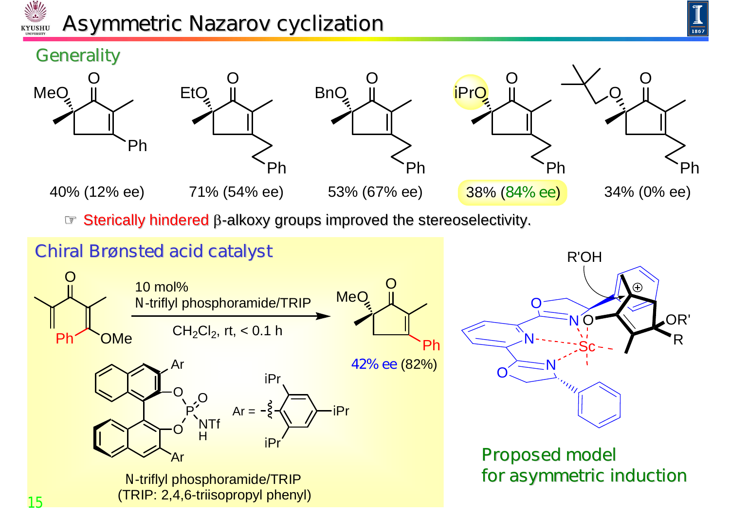# Asymmetric Nazarov cyclization

## Generality

| MeO, Ph | EtO, $CH_2CH_2Ph$ | BnO, $CH_2CH_2Ph$ | iPrO, $CH_2CH_2Ph$ | tBuCH$_2$O, $CH_2CH_2Ph$ |
|---|---|---|---|---|
| 40% (12% ee) | 71% (54% ee) | 53% (67% ee) | 38% (84% ee) | 34% (0% ee) |

☞ Sterically hindered β-alkoxy groups improved the stereoselectivity.

## Chiral Brønsted acid catalyst

10 mol% N-triflyl phosphoramide/TRIP

$CH_2Cl_2$, rt, < 0.1 h

MeO, Ph product: 42% ee (82%)

Ar = 2,4,6-iPr$_3$C$_6$H$_2$ (NTf, H)

N-triflyl phosphoramide/TRIP
(TRIP: 2,4,6-triisopropyl phenyl)

R'OH, OR', R, Sc

Proposed model for asymmetric induction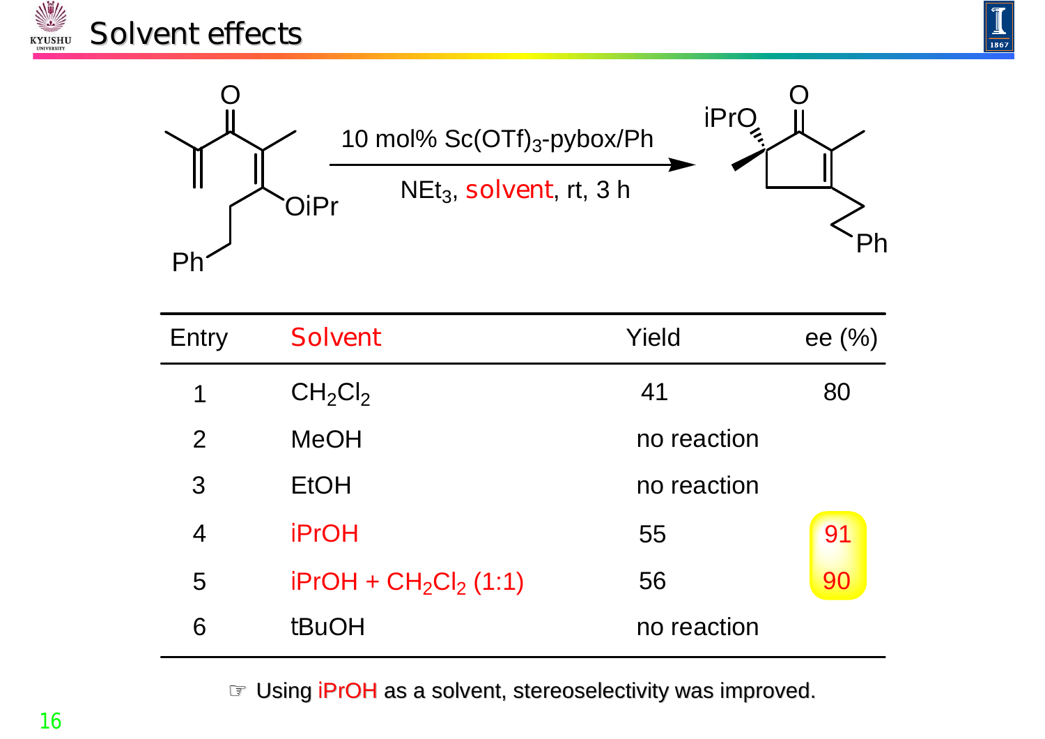# Solvent effects

10 mol% $Sc(OTf)_3$-pybox/Ph

$NEt_3$, solvent, rt, 3 h

| Entry | Solvent | Yield | ee (%) |
|---|---|---|---|
| 1 | $CH_2Cl_2$ | 41 | 80 |
| 2 | MeOH | no reaction | |
| 3 | EtOH | no reaction | |
| 4 | iPrOH | 55 | 91 |
| 5 | iPrOH + $CH_2Cl_2$ (1:1) | 56 | 90 |
| 6 | tBuOH | no reaction | |

☞ Using iPrOH as a solvent, stereoselectivity was improved.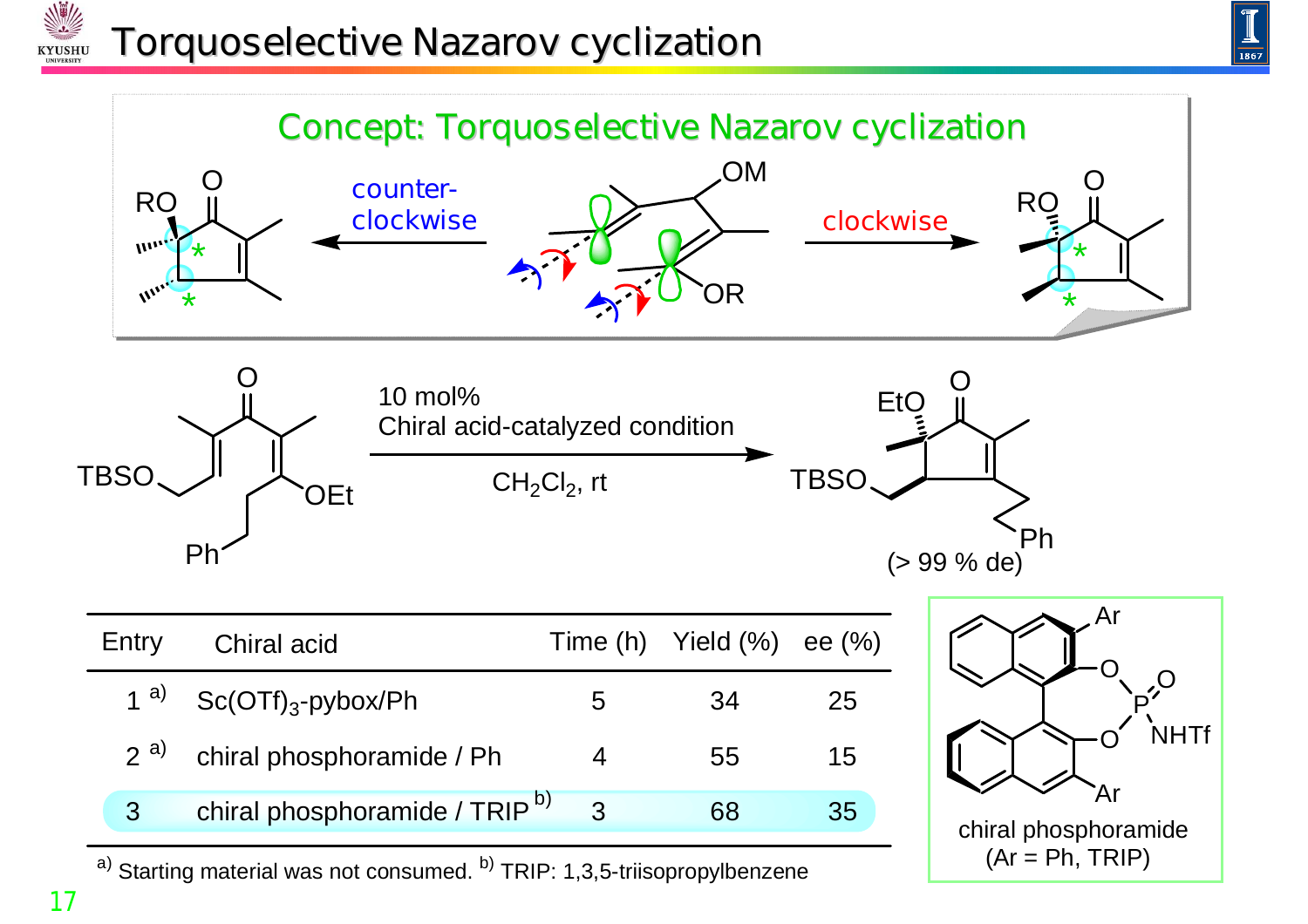# Torquoselective Nazarov cyclization

## Concept: Torquoselective Nazarov cyclization

counter-clockwise

clockwise

10 mol%
Chiral acid-catalyzed condition

$CH_2Cl_2$, rt

(> 99 % de)

| Entry | Chiral acid | Time (h) | Yield (%) | ee (%) |
|---|---|---|---|---|
| 1 [a] | $Sc(OTf)_3$-pybox/Ph | 5 | 34 | 25 |
| 2 [a] | chiral phosphoramide / Ph | 4 | 55 | 15 |
| 3 | chiral phosphoramide / TRIP [b] | 3 | 68 | 35 |

[a] Starting material was not consumed. [b] TRIP: 1,3,5-triisopropylbenzene

chiral phosphoramide
(Ar = Ph, TRIP)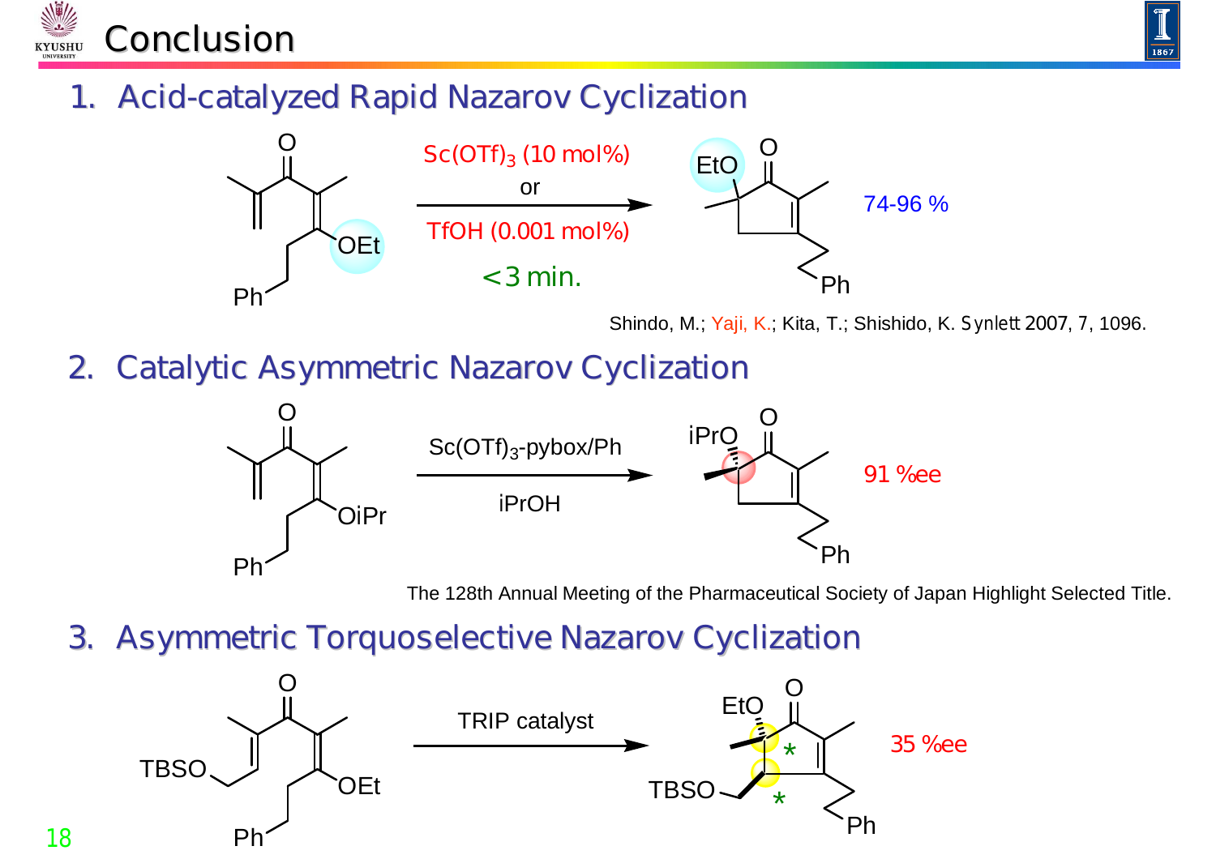# Conclusion

## 1. Acid-catalyzed Rapid Nazarov Cyclization

$Sc(OTf)_3$ (10 mol%)

or

TfOH (0.001 mol%)

< 3 min.

74-96 %

Shindo, M.; Yaji, K.; Kita, T.; Shishido, K. Synlett 2007, 7, 1096.

## 2. Catalytic Asymmetric Nazarov Cyclization

$Sc(OTf)_3$-pybox/Ph

iPrOH

91 %ee

The 128th Annual Meeting of the Pharmaceutical Society of Japan Highlight Selected Title.

## 3. Asymmetric Torquoselective Nazarov Cyclization

TRIP catalyst

35 %ee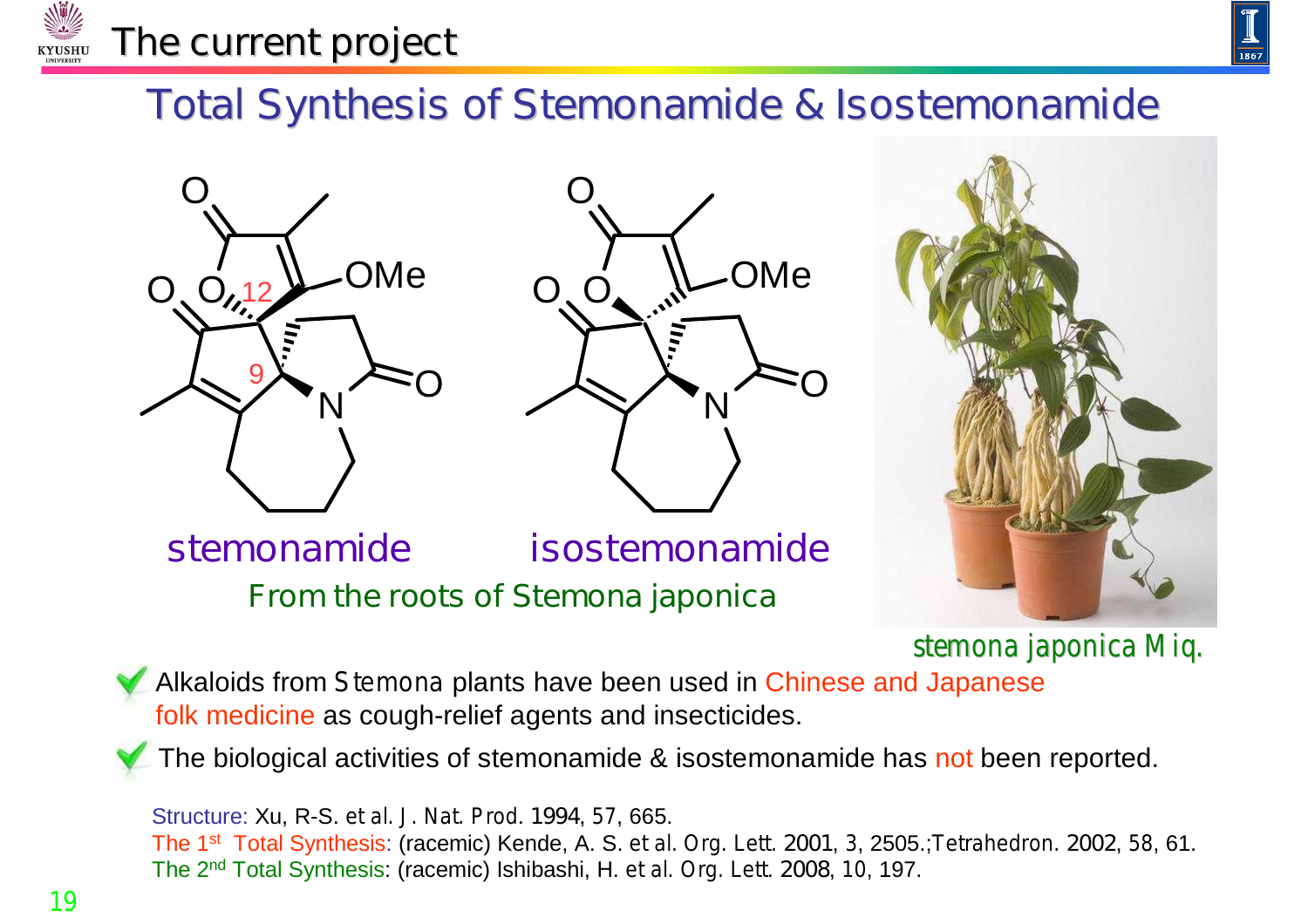## The current project

# Total Synthesis of Stemonamide & Isostemonamide

stemonamide　　　isostemonamide

From the roots of *Stemona japonica*

*stemona japonica Miq.*

- Alkaloids from *Stemona* plants have been used in Chinese and Japanese folk medicine as cough-relief agents and insecticides.
- The biological activities of stemonamide & isostemonamide has not been reported.

Structure: Xu, R-S. *et al. J. Nat. Prod.* **1994**, *57*, 665.
The 1st Total Synthesis: (racemic) Kende, A. S. *et al. Org. Lett.* **2001**, *3*, 2505.;*Tetrahedron.* **2002**, *58*, 61.
The 2nd Total Synthesis: (racemic) Ishibashi, H. *et al. Org. Lett.* **2008**, *10*, 197.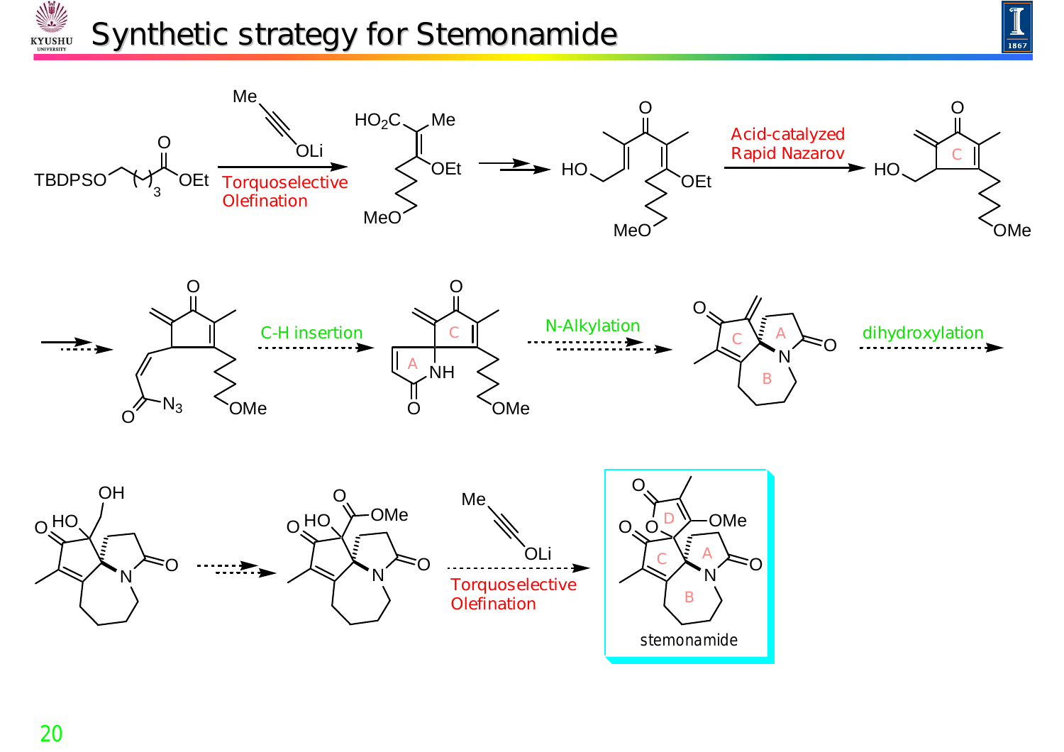# Synthetic strategy for Stemonamide

TBDPSO–$(CH_2)_3$–CO–OEt → (Me–C≡C–OLi; **Torquoselective Olefination**) → $HO_2C$(Me)C=C(OEt)–$(CH_2)_3$–OMe → → HO–CH₂–CH=C(Me)–CO–C(Me)=C(OEt)–$(CH_2)_3$–OMe → (**Acid-catalyzed Rapid Nazarov**) → cyclopentenone (ring C) with exo-methylene, HO–CH₂ and $(CH_2)_3$OMe substituents

→ ⇢ acyl azide ($N_3$) → (**C-H insertion**) → spiro lactam (rings A, C; NH) → (**N-Alkylation**) ⇢ tricycle (rings A, B, C) → (**dihydroxylation**) ⇢ diol (OH, HO) ⇢ methyl ester (HO, $CO_2Me$) → (Me–C≡C–OLi; **Torquoselective Olefination**) → **stemonamide** (rings A, B, C, D; OMe)

stemonamide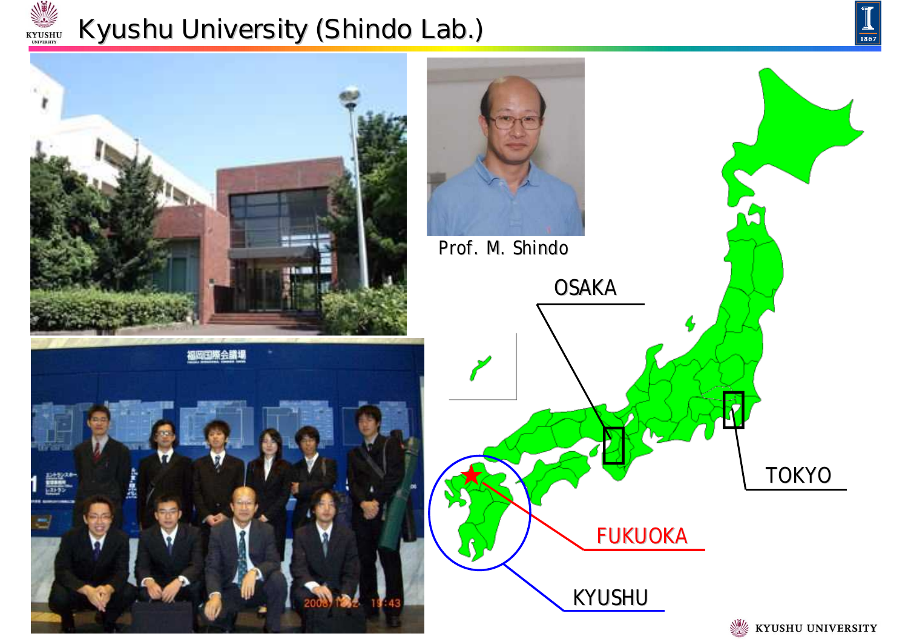# Kyushu University (Shindo Lab.)

Prof. M. Shindo

OSAKA

TOKYO

FUKUOKA

KYUSHU